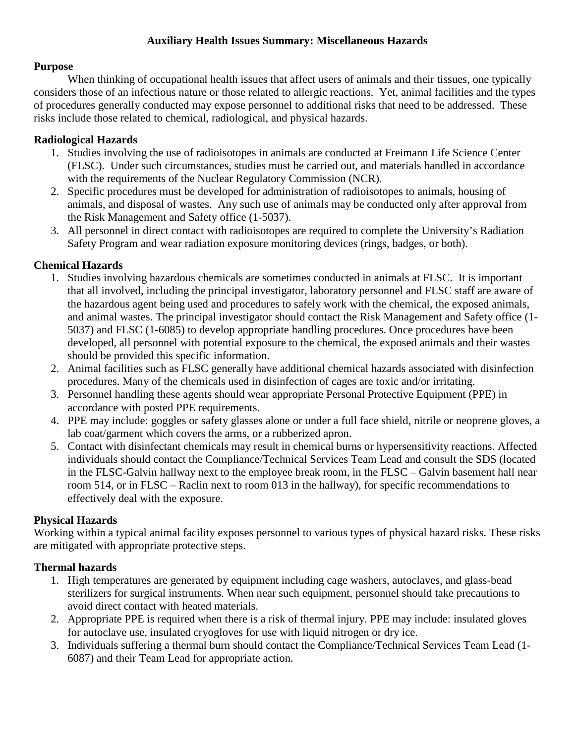# Auxiliary Health Issues Summary: Miscellaneous Hazards

## Purpose

When thinking of occupational health issues that affect users of animals and their tissues, one typically considers those of an infectious nature or those related to allergic reactions. Yet, animal facilities and the types of procedures generally conducted may expose personnel to additional risks that need to be addressed. These risks include those related to chemical, radiological, and physical hazards.

## Radiological Hazards

1. Studies involving the use of radioisotopes in animals are conducted at Freimann Life Science Center (FLSC). Under such circumstances, studies must be carried out, and materials handled in accordance with the requirements of the Nuclear Regulatory Commission (NCR).
2. Specific procedures must be developed for administration of radioisotopes to animals, housing of animals, and disposal of wastes. Any such use of animals may be conducted only after approval from the Risk Management and Safety office (1-5037).
3. All personnel in direct contact with radioisotopes are required to complete the University's Radiation Safety Program and wear radiation exposure monitoring devices (rings, badges, or both).

## Chemical Hazards

1. Studies involving hazardous chemicals are sometimes conducted in animals at FLSC. It is important that all involved, including the principal investigator, laboratory personnel and FLSC staff are aware of the hazardous agent being used and procedures to safely work with the chemical, the exposed animals, and animal wastes. The principal investigator should contact the Risk Management and Safety office (1-5037) and FLSC (1-6085) to develop appropriate handling procedures. Once procedures have been developed, all personnel with potential exposure to the chemical, the exposed animals and their wastes should be provided this specific information.
2. Animal facilities such as FLSC generally have additional chemical hazards associated with disinfection procedures. Many of the chemicals used in disinfection of cages are toxic and/or irritating.
3. Personnel handling these agents should wear appropriate Personal Protective Equipment (PPE) in accordance with posted PPE requirements.
4. PPE may include: goggles or safety glasses alone or under a full face shield, nitrile or neoprene gloves, a lab coat/garment which covers the arms, or a rubberized apron.
5. Contact with disinfectant chemicals may result in chemical burns or hypersensitivity reactions. Affected individuals should contact the Compliance/Technical Services Team Lead and consult the SDS (located in the FLSC-Galvin hallway next to the employee break room, in the FLSC – Galvin basement hall near room 514, or in FLSC – Raclin next to room 013 in the hallway), for specific recommendations to effectively deal with the exposure.

## Physical Hazards

Working within a typical animal facility exposes personnel to various types of physical hazard risks. These risks are mitigated with appropriate protective steps.

## Thermal hazards

1. High temperatures are generated by equipment including cage washers, autoclaves, and glass-bead sterilizers for surgical instruments. When near such equipment, personnel should take precautions to avoid direct contact with heated materials.
2. Appropriate PPE is required when there is a risk of thermal injury. PPE may include: insulated gloves for autoclave use, insulated cryogloves for use with liquid nitrogen or dry ice.
3. Individuals suffering a thermal burn should contact the Compliance/Technical Services Team Lead (1-6087) and their Team Lead for appropriate action.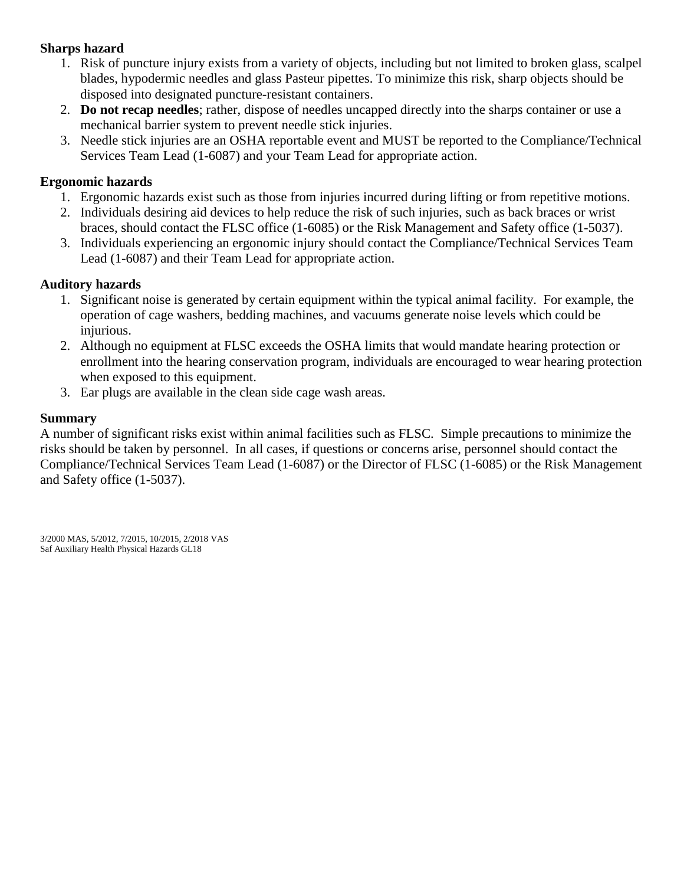**Sharps hazard**

1. Risk of puncture injury exists from a variety of objects, including but not limited to broken glass, scalpel blades, hypodermic needles and glass Pasteur pipettes. To minimize this risk, sharp objects should be disposed into designated puncture-resistant containers.
2. **Do not recap needles**; rather, dispose of needles uncapped directly into the sharps container or use a mechanical barrier system to prevent needle stick injuries.
3. Needle stick injuries are an OSHA reportable event and MUST be reported to the Compliance/Technical Services Team Lead (1-6087) and your Team Lead for appropriate action.

**Ergonomic hazards**

1. Ergonomic hazards exist such as those from injuries incurred during lifting or from repetitive motions.
2. Individuals desiring aid devices to help reduce the risk of such injuries, such as back braces or wrist braces, should contact the FLSC office (1-6085) or the Risk Management and Safety office (1-5037).
3. Individuals experiencing an ergonomic injury should contact the Compliance/Technical Services Team Lead (1-6087) and their Team Lead for appropriate action.

**Auditory hazards**

1. Significant noise is generated by certain equipment within the typical animal facility. For example, the operation of cage washers, bedding machines, and vacuums generate noise levels which could be injurious.
2. Although no equipment at FLSC exceeds the OSHA limits that would mandate hearing protection or enrollment into the hearing conservation program, individuals are encouraged to wear hearing protection when exposed to this equipment.
3. Ear plugs are available in the clean side cage wash areas.

**Summary**

A number of significant risks exist within animal facilities such as FLSC. Simple precautions to minimize the risks should be taken by personnel. In all cases, if questions or concerns arise, personnel should contact the Compliance/Technical Services Team Lead (1-6087) or the Director of FLSC (1-6085) or the Risk Management and Safety office (1-5037).

3/2000 MAS, 5/2012, 7/2015, 10/2015, 2/2018 VAS
Saf Auxiliary Health Physical Hazards GL18